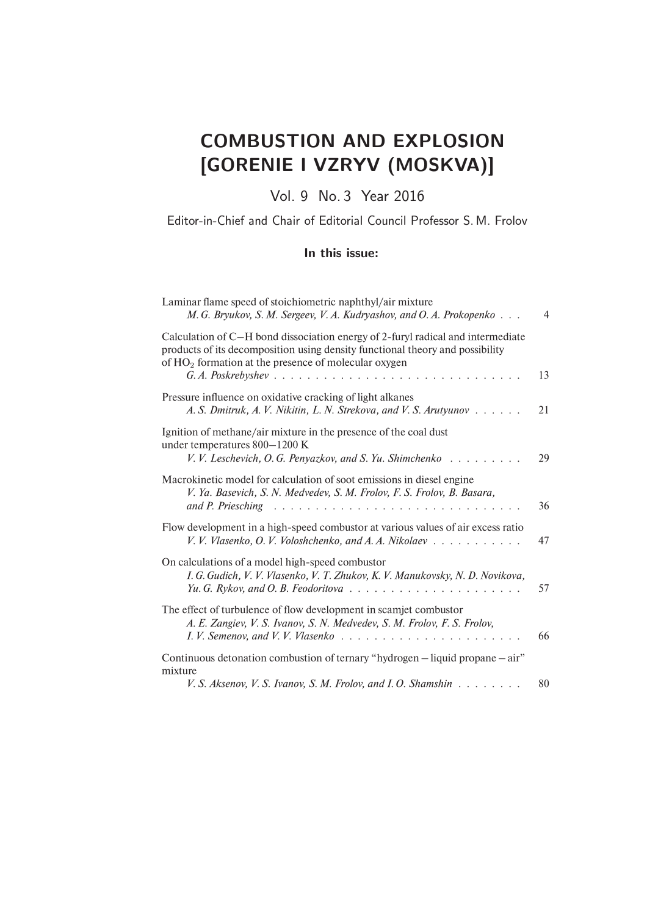# COMBUSTION AND EXPLOSION [GORENIE I VZRYV (MOSKVA)]

Vol. 9 No. 3 Year 2016

Editor-in-Chief and Chair of Editorial Council Professor S. M. Frolov

**In this issue:**

Laminar flame speed of stoichiometric naphthyl/air mixture
*M. G. Bryukov, S. M. Sergeev, V. A. Kudryashov, and O. A. Prokopenko* . . . 4

Calculation of C–H bond dissociation energy of 2-furyl radical and intermediate products of its decomposition using density functional theory and possibility of $HO_2$ formation at the presence of molecular oxygen
*G. A. Poskrebyshev* . . . 13

Pressure influence on oxidative cracking of light alkanes
*A. S. Dmitruk, A. V. Nikitin, L. N. Strekova, and V. S. Arutyunov* . . . 21

Ignition of methane/air mixture in the presence of the coal dust under temperatures 800–1200 K
*V. V. Leschevich, O. G. Penyazkov, and S. Yu. Shimchenko* . . . 29

Macrokinetic model for calculation of soot emissions in diesel engine
*V. Ya. Basevich, S. N. Medvedev, S. M. Frolov, F. S. Frolov, B. Basara, and P. Priesching* . . . 36

Flow development in a high-speed combustor at various values of air excess ratio
*V. V. Vlasenko, O. V. Voloshchenko, and A. A. Nikolaev* . . . 47

On calculations of a model high-speed combustor
*I. G. Gudich, V. V. Vlasenko, V. T. Zhukov, K. V. Manukovsky, N. D. Novikova, Yu. G. Rykov, and O. B. Feodoritova* . . . 57

The effect of turbulence of flow development in scamjet combustor
*A. E. Zangiev, V. S. Ivanov, S. N. Medvedev, S. M. Frolov, F. S. Frolov, I. V. Semenov, and V. V. Vlasenko* . . . 66

Continuous detonation combustion of ternary "hydrogen – liquid propane – air" mixture
*V. S. Aksenov, V. S. Ivanov, S. M. Frolov, and I. O. Shamshin* . . . 80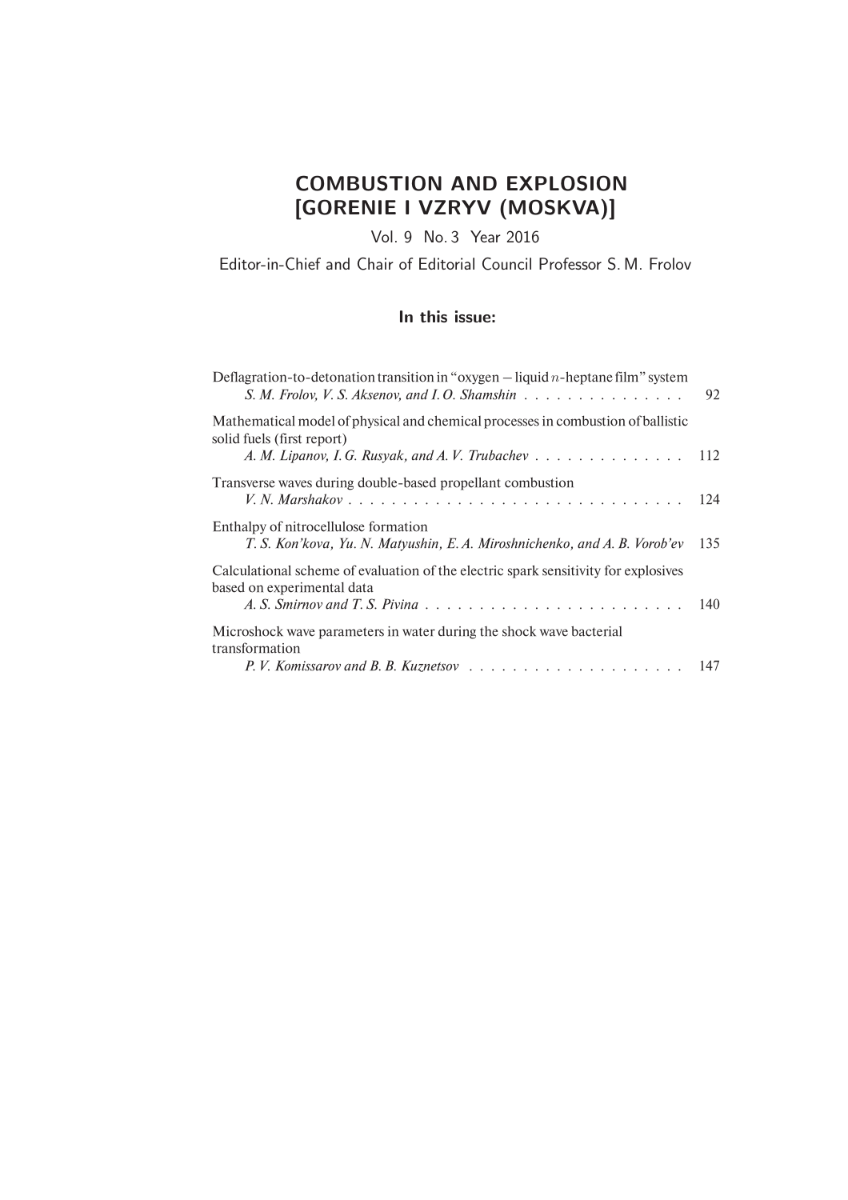# COMBUSTION AND EXPLOSION [GORENIE I VZRYV (MOSKVA)]

Vol. 9 No. 3 Year 2016

Editor-in-Chief and Chair of Editorial Council Professor S. M. Frolov

## In this issue:

Deflagration-to-detonation transition in “oxygen – liquid $n$-heptane film” system
*S. M. Frolov, V. S. Aksenov, and I. O. Shamshin* . . . . . . . . . . . . . . . 92

Mathematical model of physical and chemical processes in combustion of ballistic solid fuels (first report)
*A. M. Lipanov, I. G. Rusyak, and A. V. Trubachev* . . . . . . . . . . . . . . 112

Transverse waves during double-based propellant combustion
*V. N. Marshakov* . . . . . . . . . . . . . . . . . . . . . . . . . . . . . . . . 124

Enthalpy of nitrocellulose formation
*T. S. Kon’kova, Yu. N. Matyushin, E. A. Miroshnichenko, and A. B. Vorob’ev* 135

Calculational scheme of evaluation of the electric spark sensitivity for explosives based on experimental data
*A. S. Smirnov and T. S. Pivina* . . . . . . . . . . . . . . . . . . . . . . . . . 140

Microshock wave parameters in water during the shock wave bacterial transformation
*P. V. Komissarov and B. B. Kuznetsov* . . . . . . . . . . . . . . . . . . . . 147